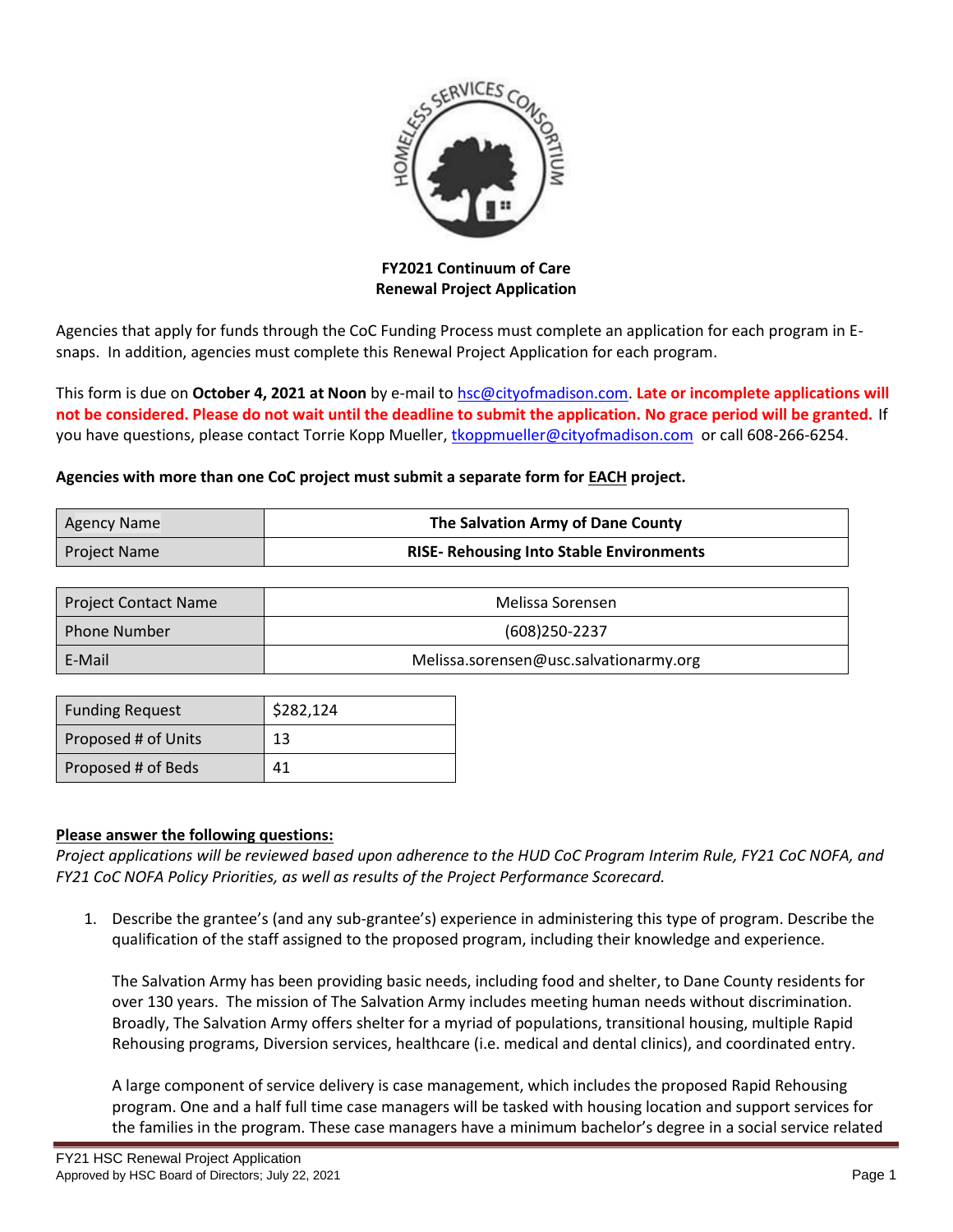**FY2021 Continuum of Care**
**Renewal Project Application**

Agencies that apply for funds through the CoC Funding Process must complete an application for each program in E-snaps. In addition, agencies must complete this Renewal Project Application for each program.

This form is due on **October 4, 2021 at Noon** by e-mail to hsc@cityofmadison.com. **Late or incomplete applications will not be considered. Please do not wait until the deadline to submit the application. No grace period will be granted.** If you have questions, please contact Torrie Kopp Mueller, tkoppmueller@cityofmadison.com or call 608-266-6254.

**Agencies with more than one CoC project must submit a separate form for <u>EACH</u> project.**

| | |
|---|---|
| Agency Name | **The Salvation Army of Dane County** |
| Project Name | **RISE- Rehousing Into Stable Environments** |

| | |
|---|---|
| Project Contact Name | Melissa Sorensen |
| Phone Number | (608)250-2237 |
| E-Mail | Melissa.sorensen@usc.salvationarmy.org |

| | |
|---|---|
| Funding Request | $282,124 |
| Proposed # of Units | 13 |
| Proposed # of Beds | 41 |

**<u>Please answer the following questions:</u>**

*Project applications will be reviewed based upon adherence to the HUD CoC Program Interim Rule, FY21 CoC NOFA, and FY21 CoC NOFA Policy Priorities, as well as results of the Project Performance Scorecard.*

1. Describe the grantee's (and any sub-grantee's) experience in administering this type of program. Describe the qualification of the staff assigned to the proposed program, including their knowledge and experience.

   The Salvation Army has been providing basic needs, including food and shelter, to Dane County residents for over 130 years. The mission of The Salvation Army includes meeting human needs without discrimination. Broadly, The Salvation Army offers shelter for a myriad of populations, transitional housing, multiple Rapid Rehousing programs, Diversion services, healthcare (i.e. medical and dental clinics), and coordinated entry.

   A large component of service delivery is case management, which includes the proposed Rapid Rehousing program. One and a half full time case managers will be tasked with housing location and support services for the families in the program. These case managers have a minimum bachelor's degree in a social service related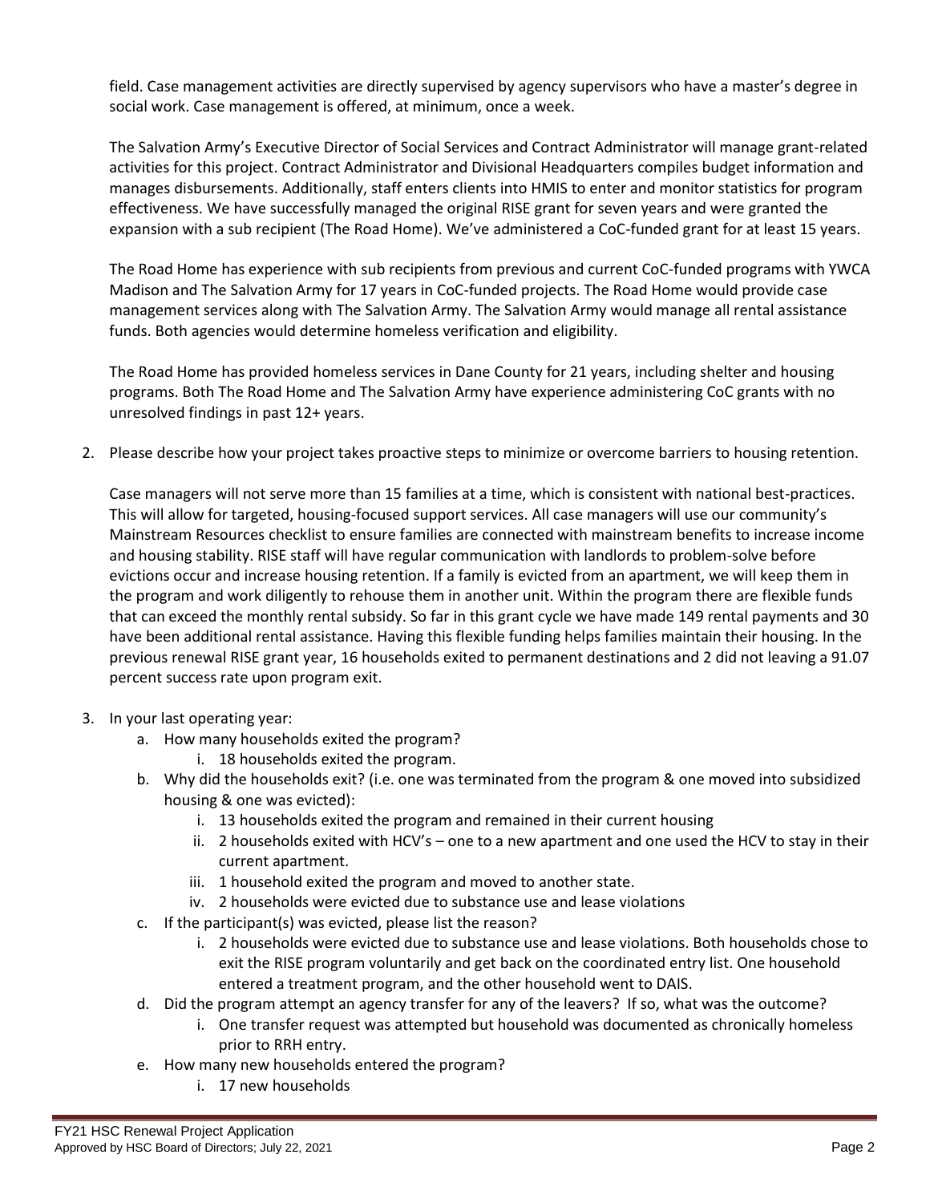field. Case management activities are directly supervised by agency supervisors who have a master's degree in social work. Case management is offered, at minimum, once a week.

The Salvation Army's Executive Director of Social Services and Contract Administrator will manage grant-related activities for this project. Contract Administrator and Divisional Headquarters compiles budget information and manages disbursements. Additionally, staff enters clients into HMIS to enter and monitor statistics for program effectiveness. We have successfully managed the original RISE grant for seven years and were granted the expansion with a sub recipient (The Road Home). We've administered a CoC-funded grant for at least 15 years.

The Road Home has experience with sub recipients from previous and current CoC-funded programs with YWCA Madison and The Salvation Army for 17 years in CoC-funded projects. The Road Home would provide case management services along with The Salvation Army. The Salvation Army would manage all rental assistance funds. Both agencies would determine homeless verification and eligibility.

The Road Home has provided homeless services in Dane County for 21 years, including shelter and housing programs. Both The Road Home and The Salvation Army have experience administering CoC grants with no unresolved findings in past 12+ years.

2. Please describe how your project takes proactive steps to minimize or overcome barriers to housing retention.

   Case managers will not serve more than 15 families at a time, which is consistent with national best-practices. This will allow for targeted, housing-focused support services. All case managers will use our community's Mainstream Resources checklist to ensure families are connected with mainstream benefits to increase income and housing stability. RISE staff will have regular communication with landlords to problem-solve before evictions occur and increase housing retention. If a family is evicted from an apartment, we will keep them in the program and work diligently to rehouse them in another unit. Within the program there are flexible funds that can exceed the monthly rental subsidy. So far in this grant cycle we have made 149 rental payments and 30 have been additional rental assistance. Having this flexible funding helps families maintain their housing. In the previous renewal RISE grant year, 16 households exited to permanent destinations and 2 did not leaving a 91.07 percent success rate upon program exit.

3. In your last operating year:
   a. How many households exited the program?
      i. 18 households exited the program.
   b. Why did the households exit? (i.e. one was terminated from the program & one moved into subsidized housing & one was evicted):
      i. 13 households exited the program and remained in their current housing
      ii. 2 households exited with HCV's – one to a new apartment and one used the HCV to stay in their current apartment.
      iii. 1 household exited the program and moved to another state.
      iv. 2 households were evicted due to substance use and lease violations
   c. If the participant(s) was evicted, please list the reason?
      i. 2 households were evicted due to substance use and lease violations. Both households chose to exit the RISE program voluntarily and get back on the coordinated entry list. One household entered a treatment program, and the other household went to DAIS.
   d. Did the program attempt an agency transfer for any of the leavers? If so, what was the outcome?
      i. One transfer request was attempted but household was documented as chronically homeless prior to RRH entry.
   e. How many new households entered the program?
      i. 17 new households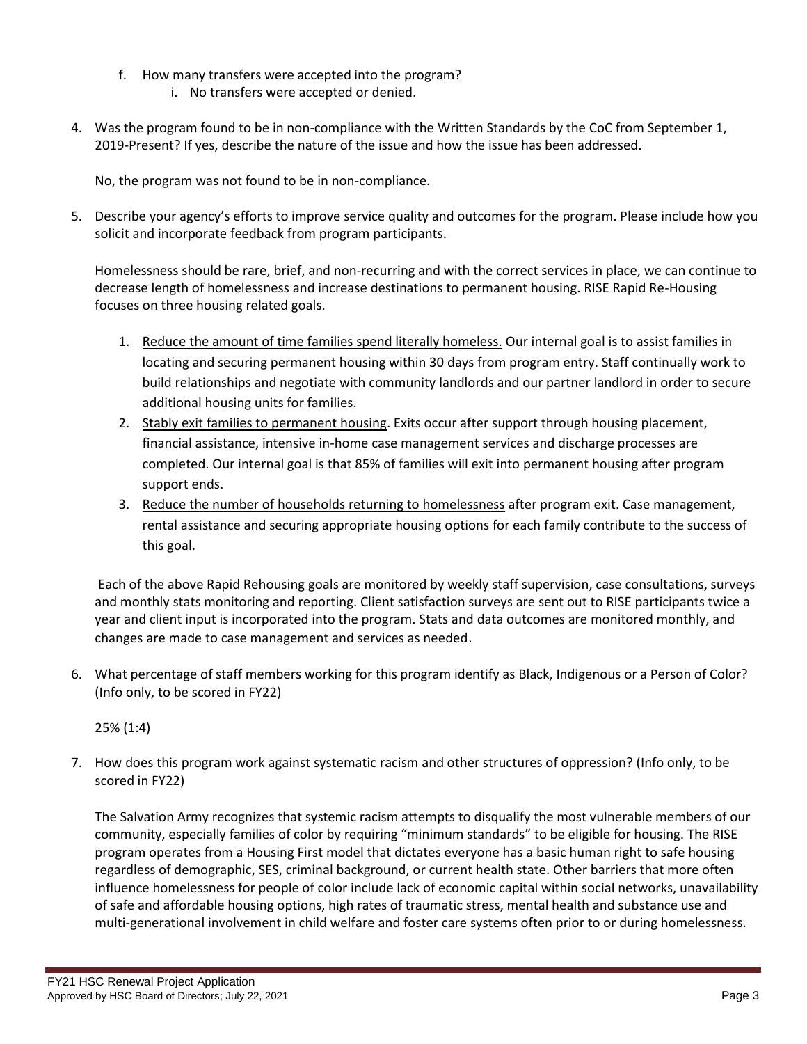f. How many transfers were accepted into the program?
   i. No transfers were accepted or denied.

4. Was the program found to be in non-compliance with the Written Standards by the CoC from September 1, 2019-Present? If yes, describe the nature of the issue and how the issue has been addressed.

   No, the program was not found to be in non-compliance.

5. Describe your agency's efforts to improve service quality and outcomes for the program. Please include how you solicit and incorporate feedback from program participants.

   Homelessness should be rare, brief, and non-recurring and with the correct services in place, we can continue to decrease length of homelessness and increase destinations to permanent housing. RISE Rapid Re-Housing focuses on three housing related goals.

   1. <u>Reduce the amount of time families spend literally homeless.</u> Our internal goal is to assist families in locating and securing permanent housing within 30 days from program entry. Staff continually work to build relationships and negotiate with community landlords and our partner landlord in order to secure additional housing units for families.
   2. <u>Stably exit families to permanent housing</u>. Exits occur after support through housing placement, financial assistance, intensive in-home case management services and discharge processes are completed. Our internal goal is that 85% of families will exit into permanent housing after program support ends.
   3. <u>Reduce the number of households returning to homelessness</u> after program exit. Case management, rental assistance and securing appropriate housing options for each family contribute to the success of this goal.

   Each of the above Rapid Rehousing goals are monitored by weekly staff supervision, case consultations, surveys and monthly stats monitoring and reporting. Client satisfaction surveys are sent out to RISE participants twice a year and client input is incorporated into the program. Stats and data outcomes are monitored monthly, and changes are made to case management and services as needed.

6. What percentage of staff members working for this program identify as Black, Indigenous or a Person of Color? (Info only, to be scored in FY22)

   25% (1:4)

7. How does this program work against systematic racism and other structures of oppression? (Info only, to be scored in FY22)

   The Salvation Army recognizes that systemic racism attempts to disqualify the most vulnerable members of our community, especially families of color by requiring "minimum standards" to be eligible for housing. The RISE program operates from a Housing First model that dictates everyone has a basic human right to safe housing regardless of demographic, SES, criminal background, or current health state. Other barriers that more often influence homelessness for people of color include lack of economic capital within social networks, unavailability of safe and affordable housing options, high rates of traumatic stress, mental health and substance use and multi-generational involvement in child welfare and foster care systems often prior to or during homelessness.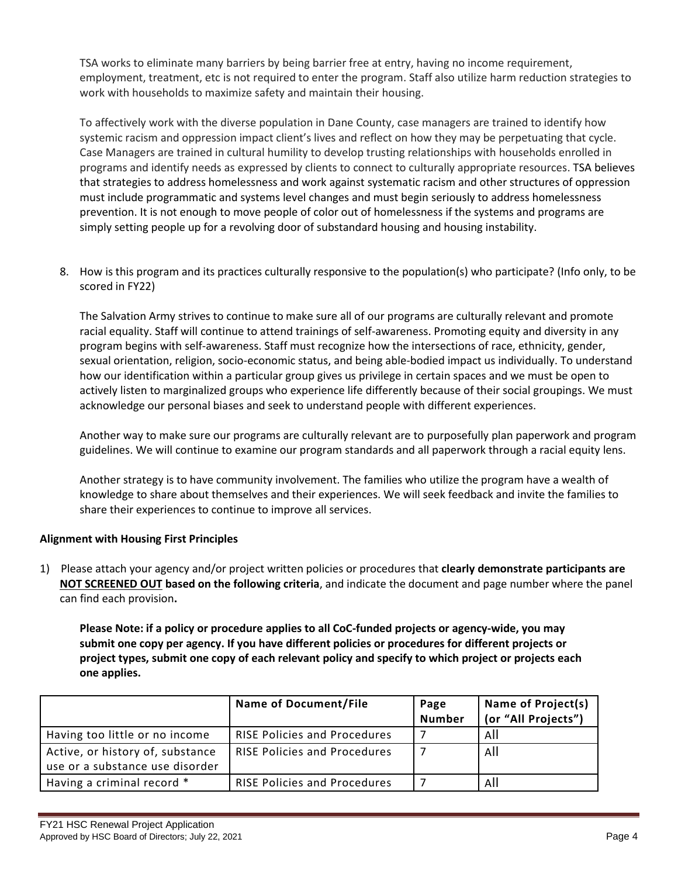TSA works to eliminate many barriers by being barrier free at entry, having no income requirement, employment, treatment, etc is not required to enter the program. Staff also utilize harm reduction strategies to work with households to maximize safety and maintain their housing.

To affectively work with the diverse population in Dane County, case managers are trained to identify how systemic racism and oppression impact client's lives and reflect on how they may be perpetuating that cycle. Case Managers are trained in cultural humility to develop trusting relationships with households enrolled in programs and identify needs as expressed by clients to connect to culturally appropriate resources. TSA believes that strategies to address homelessness and work against systematic racism and other structures of oppression must include programmatic and systems level changes and must begin seriously to address homelessness prevention. It is not enough to move people of color out of homelessness if the systems and programs are simply setting people up for a revolving door of substandard housing and housing instability.

8. How is this program and its practices culturally responsive to the population(s) who participate? (Info only, to be scored in FY22)

   The Salvation Army strives to continue to make sure all of our programs are culturally relevant and promote racial equality. Staff will continue to attend trainings of self-awareness. Promoting equity and diversity in any program begins with self-awareness. Staff must recognize how the intersections of race, ethnicity, gender, sexual orientation, religion, socio-economic status, and being able-bodied impact us individually. To understand how our identification within a particular group gives us privilege in certain spaces and we must be open to actively listen to marginalized groups who experience life differently because of their social groupings. We must acknowledge our personal biases and seek to understand people with different experiences.

   Another way to make sure our programs are culturally relevant are to purposefully plan paperwork and program guidelines. We will continue to examine our program standards and all paperwork through a racial equity lens.

   Another strategy is to have community involvement. The families who utilize the program have a wealth of knowledge to share about themselves and their experiences. We will seek feedback and invite the families to share their experiences to continue to improve all services.

**Alignment with Housing First Principles**

1) Please attach your agency and/or project written policies or procedures that **clearly demonstrate participants are <u>NOT SCREENED OUT</u> based on the following criteria**, and indicate the document and page number where the panel can find each provision**.**

   **Please Note: if a policy or procedure applies to all CoC-funded projects or agency-wide, you may submit one copy per agency. If you have different policies or procedures for different projects or project types, submit one copy of each relevant policy and specify to which project or projects each one applies.**

| | Name of Document/File | Page Number | Name of Project(s) (or "All Projects") |
|---|---|---|---|
| Having too little or no income | RISE Policies and Procedures | 7 | All |
| Active, or history of, substance use or a substance use disorder | RISE Policies and Procedures | 7 | All |
| Having a criminal record * | RISE Policies and Procedures | 7 | All |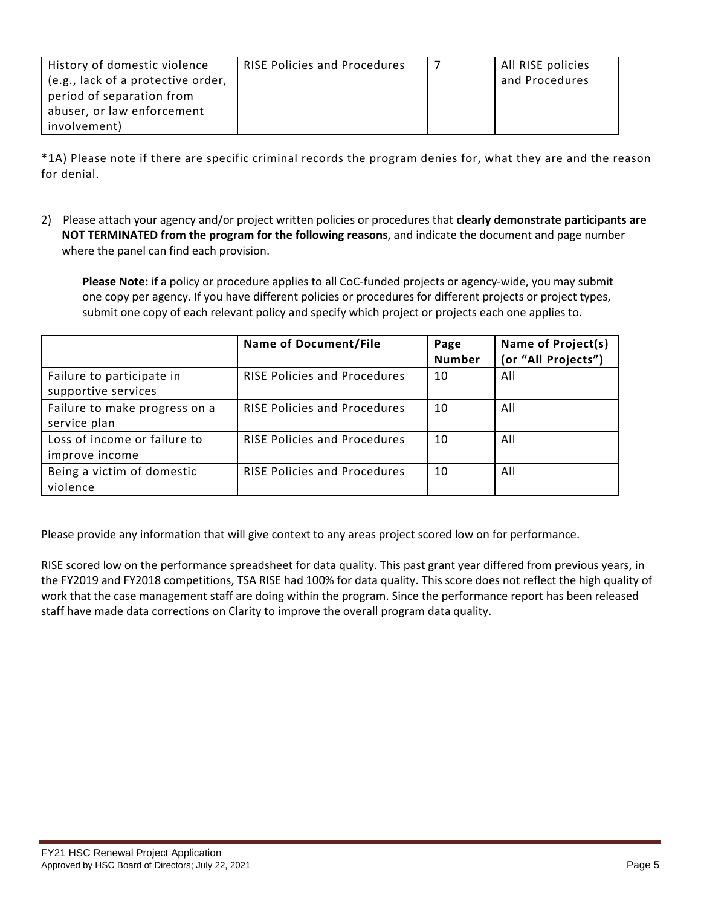| | | | |
|---|---|---|---|
| History of domestic violence (e.g., lack of a protective order, period of separation from abuser, or law enforcement involvement) | RISE Policies and Procedures | 7 | All RISE policies and Procedures |

*1A) Please note if there are specific criminal records the program denies for, what they are and the reason for denial.

2) Please attach your agency and/or project written policies or procedures that **clearly demonstrate participants are <u>NOT TERMINATED</u> from the program for the following reasons**, and indicate the document and page number where the panel can find each provision.

> **Please Note:** if a policy or procedure applies to all CoC-funded projects or agency-wide, you may submit one copy per agency. If you have different policies or procedures for different projects or project types, submit one copy of each relevant policy and specify which project or projects each one applies to.

| | Name of Document/File | Page Number | Name of Project(s) (or "All Projects") |
|---|---|---|---|
| Failure to participate in supportive services | RISE Policies and Procedures | 10 | All |
| Failure to make progress on a service plan | RISE Policies and Procedures | 10 | All |
| Loss of income or failure to improve income | RISE Policies and Procedures | 10 | All |
| Being a victim of domestic violence | RISE Policies and Procedures | 10 | All |

Please provide any information that will give context to any areas project scored low on for performance.

RISE scored low on the performance spreadsheet for data quality. This past grant year differed from previous years, in the FY2019 and FY2018 competitions, TSA RISE had 100% for data quality. This score does not reflect the high quality of work that the case management staff are doing within the program. Since the performance report has been released staff have made data corrections on Clarity to improve the overall program data quality.